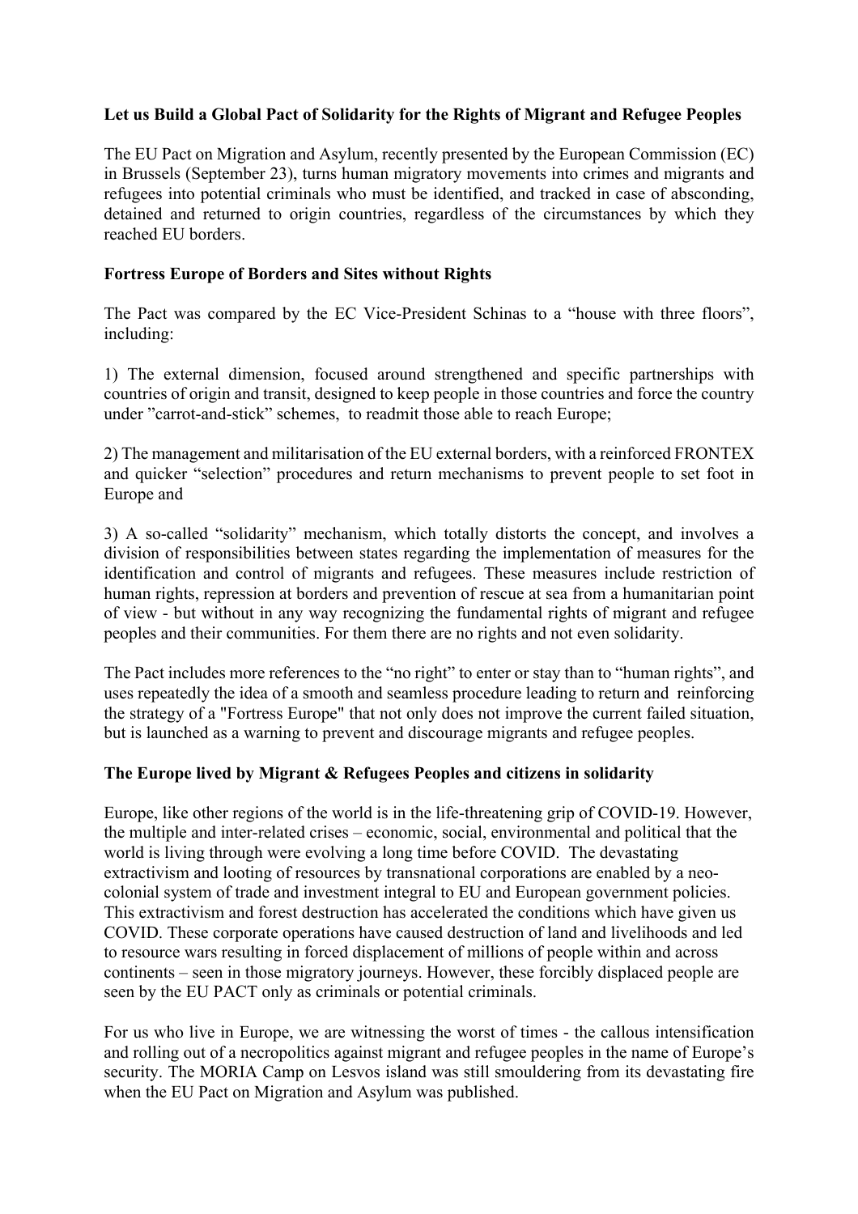**Let us Build a Global Pact of Solidarity for the Rights of Migrant and Refugee Peoples**

The EU Pact on Migration and Asylum, recently presented by the European Commission (EC) in Brussels (September 23), turns human migratory movements into crimes and migrants and refugees into potential criminals who must be identified, and tracked in case of absconding, detained and returned to origin countries, regardless of the circumstances by which they reached EU borders.

**Fortress Europe of Borders and Sites without Rights**

The Pact was compared by the EC Vice-President Schinas to a "house with three floors", including:

1) The external dimension, focused around strengthened and specific partnerships with countries of origin and transit, designed to keep people in those countries and force the country under "carrot-and-stick" schemes, to readmit those able to reach Europe;

2) The management and militarisation of the EU external borders, with a reinforced FRONTEX and quicker "selection" procedures and return mechanisms to prevent people to set foot in Europe and

3) A so-called "solidarity" mechanism, which totally distorts the concept, and involves a division of responsibilities between states regarding the implementation of measures for the identification and control of migrants and refugees. These measures include restriction of human rights, repression at borders and prevention of rescue at sea from a humanitarian point of view - but without in any way recognizing the fundamental rights of migrant and refugee peoples and their communities. For them there are no rights and not even solidarity.

The Pact includes more references to the "no right" to enter or stay than to "human rights", and uses repeatedly the idea of a smooth and seamless procedure leading to return and reinforcing the strategy of a "Fortress Europe" that not only does not improve the current failed situation, but is launched as a warning to prevent and discourage migrants and refugee peoples.

**The Europe lived by Migrant & Refugees Peoples and citizens in solidarity**

Europe, like other regions of the world is in the life-threatening grip of COVID-19. However, the multiple and inter-related crises – economic, social, environmental and political that the world is living through were evolving a long time before COVID. The devastating extractivism and looting of resources by transnational corporations are enabled by a neo-colonial system of trade and investment integral to EU and European government policies. This extractivism and forest destruction has accelerated the conditions which have given us COVID. These corporate operations have caused destruction of land and livelihoods and led to resource wars resulting in forced displacement of millions of people within and across continents – seen in those migratory journeys. However, these forcibly displaced people are seen by the EU PACT only as criminals or potential criminals.

For us who live in Europe, we are witnessing the worst of times - the callous intensification and rolling out of a necropolitics against migrant and refugee peoples in the name of Europe's security. The MORIA Camp on Lesvos island was still smouldering from its devastating fire when the EU Pact on Migration and Asylum was published.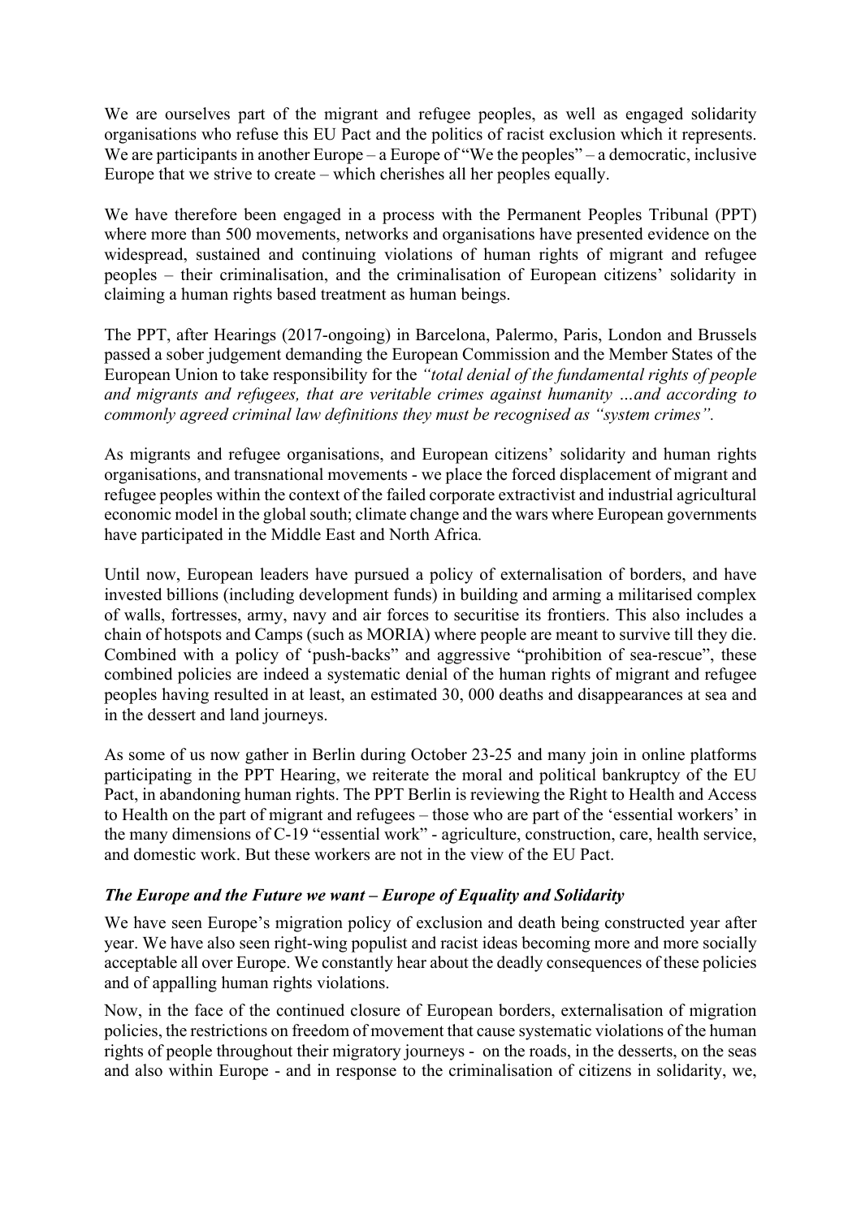We are ourselves part of the migrant and refugee peoples, as well as engaged solidarity organisations who refuse this EU Pact and the politics of racist exclusion which it represents. We are participants in another Europe – a Europe of "We the peoples" – a democratic, inclusive Europe that we strive to create – which cherishes all her peoples equally.

We have therefore been engaged in a process with the Permanent Peoples Tribunal (PPT) where more than 500 movements, networks and organisations have presented evidence on the widespread, sustained and continuing violations of human rights of migrant and refugee peoples – their criminalisation, and the criminalisation of European citizens' solidarity in claiming a human rights based treatment as human beings.

The PPT, after Hearings (2017-ongoing) in Barcelona, Palermo, Paris, London and Brussels passed a sober judgement demanding the European Commission and the Member States of the European Union to take responsibility for the *"total denial of the fundamental rights of people and migrants and refugees, that are veritable crimes against humanity …and according to commonly agreed criminal law definitions they must be recognised as "system crimes".*

As migrants and refugee organisations, and European citizens' solidarity and human rights organisations, and transnational movements - we place the forced displacement of migrant and refugee peoples within the context of the failed corporate extractivist and industrial agricultural economic model in the global south; climate change and the wars where European governments have participated in the Middle East and North Africa.

Until now, European leaders have pursued a policy of externalisation of borders, and have invested billions (including development funds) in building and arming a militarised complex of walls, fortresses, army, navy and air forces to securitise its frontiers. This also includes a chain of hotspots and Camps (such as MORIA) where people are meant to survive till they die. Combined with a policy of 'push-backs" and aggressive "prohibition of sea-rescue", these combined policies are indeed a systematic denial of the human rights of migrant and refugee peoples having resulted in at least, an estimated 30, 000 deaths and disappearances at sea and in the dessert and land journeys.

As some of us now gather in Berlin during October 23-25 and many join in online platforms participating in the PPT Hearing, we reiterate the moral and political bankruptcy of the EU Pact, in abandoning human rights. The PPT Berlin is reviewing the Right to Health and Access to Health on the part of migrant and refugees – those who are part of the 'essential workers' in the many dimensions of C-19 "essential work" - agriculture, construction, care, health service, and domestic work. But these workers are not in the view of the EU Pact.

### *The Europe and the Future we want – Europe of Equality and Solidarity*

We have seen Europe's migration policy of exclusion and death being constructed year after year. We have also seen right-wing populist and racist ideas becoming more and more socially acceptable all over Europe. We constantly hear about the deadly consequences of these policies and of appalling human rights violations.

Now, in the face of the continued closure of European borders, externalisation of migration policies, the restrictions on freedom of movement that cause systematic violations of the human rights of people throughout their migratory journeys - on the roads, in the desserts, on the seas and also within Europe - and in response to the criminalisation of citizens in solidarity, we,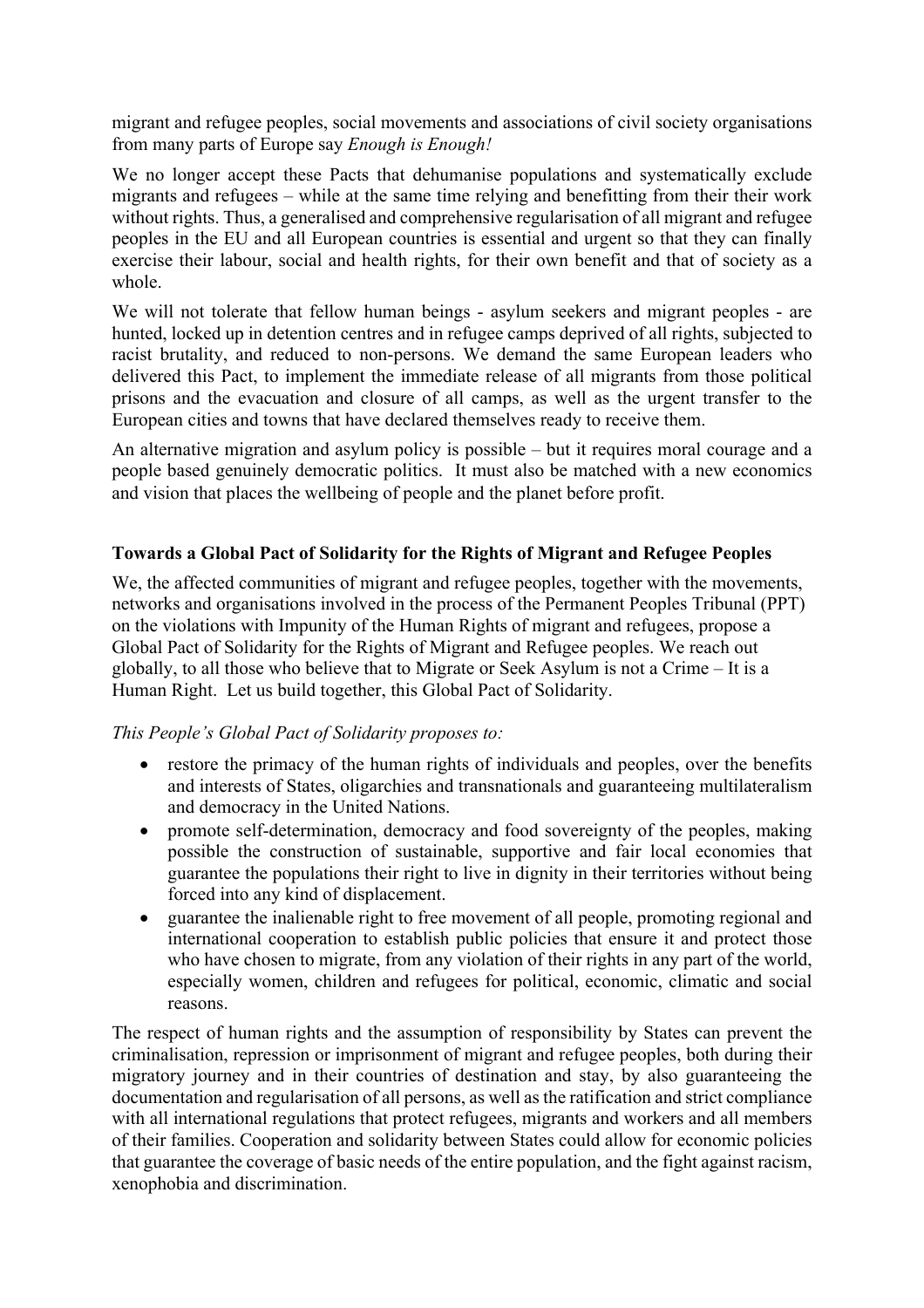migrant and refugee peoples, social movements and associations of civil society organisations from many parts of Europe say *Enough is Enough!*

We no longer accept these Pacts that dehumanise populations and systematically exclude migrants and refugees – while at the same time relying and benefitting from their their work without rights. Thus, a generalised and comprehensive regularisation of all migrant and refugee peoples in the EU and all European countries is essential and urgent so that they can finally exercise their labour, social and health rights, for their own benefit and that of society as a whole.

We will not tolerate that fellow human beings - asylum seekers and migrant peoples - are hunted, locked up in detention centres and in refugee camps deprived of all rights, subjected to racist brutality, and reduced to non-persons. We demand the same European leaders who delivered this Pact, to implement the immediate release of all migrants from those political prisons and the evacuation and closure of all camps, as well as the urgent transfer to the European cities and towns that have declared themselves ready to receive them.

An alternative migration and asylum policy is possible – but it requires moral courage and a people based genuinely democratic politics. It must also be matched with a new economics and vision that places the wellbeing of people and the planet before profit.

**Towards a Global Pact of Solidarity for the Rights of Migrant and Refugee Peoples**

We, the affected communities of migrant and refugee peoples, together with the movements, networks and organisations involved in the process of the Permanent Peoples Tribunal (PPT) on the violations with Impunity of the Human Rights of migrant and refugees, propose a Global Pact of Solidarity for the Rights of Migrant and Refugee peoples. We reach out globally, to all those who believe that to Migrate or Seek Asylum is not a Crime – It is a Human Right. Let us build together, this Global Pact of Solidarity.

*This People's Global Pact of Solidarity proposes to:*

- restore the primacy of the human rights of individuals and peoples, over the benefits and interests of States, oligarchies and transnationals and guaranteeing multilateralism and democracy in the United Nations.
- promote self-determination, democracy and food sovereignty of the peoples, making possible the construction of sustainable, supportive and fair local economies that guarantee the populations their right to live in dignity in their territories without being forced into any kind of displacement.
- guarantee the inalienable right to free movement of all people, promoting regional and international cooperation to establish public policies that ensure it and protect those who have chosen to migrate, from any violation of their rights in any part of the world, especially women, children and refugees for political, economic, climatic and social reasons.

The respect of human rights and the assumption of responsibility by States can prevent the criminalisation, repression or imprisonment of migrant and refugee peoples, both during their migratory journey and in their countries of destination and stay, by also guaranteeing the documentation and regularisation of all persons, as well as the ratification and strict compliance with all international regulations that protect refugees, migrants and workers and all members of their families. Cooperation and solidarity between States could allow for economic policies that guarantee the coverage of basic needs of the entire population, and the fight against racism, xenophobia and discrimination.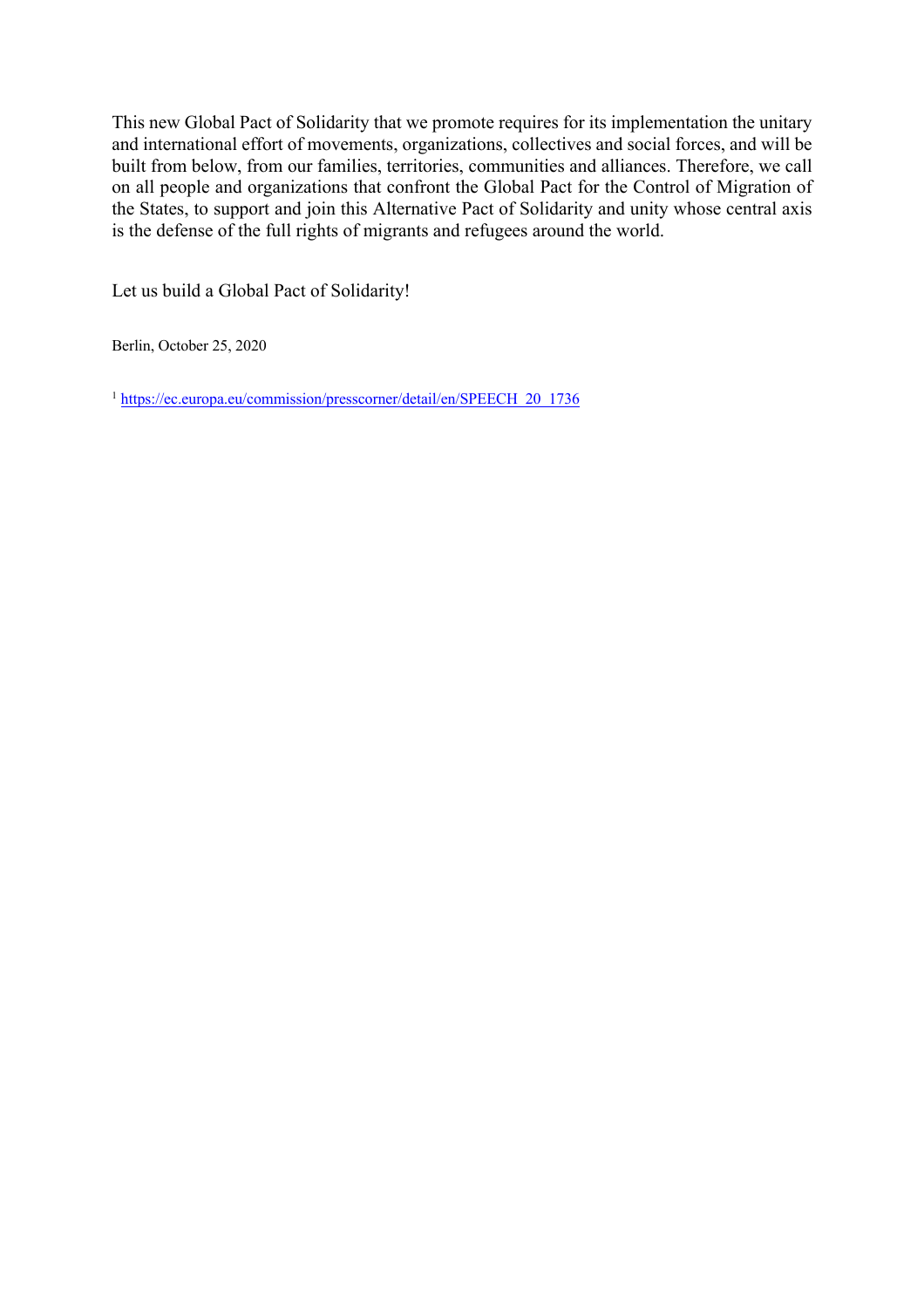This new Global Pact of Solidarity that we promote requires for its implementation the unitary and international effort of movements, organizations, collectives and social forces, and will be built from below, from our families, territories, communities and alliances. Therefore, we call on all people and organizations that confront the Global Pact for the Control of Migration of the States, to support and join this Alternative Pact of Solidarity and unity whose central axis is the defense of the full rights of migrants and refugees around the world.

Let us build a Global Pact of Solidarity!

Berlin, October 25, 2020

[1] https://ec.europa.eu/commission/presscorner/detail/en/SPEECH_20_1736